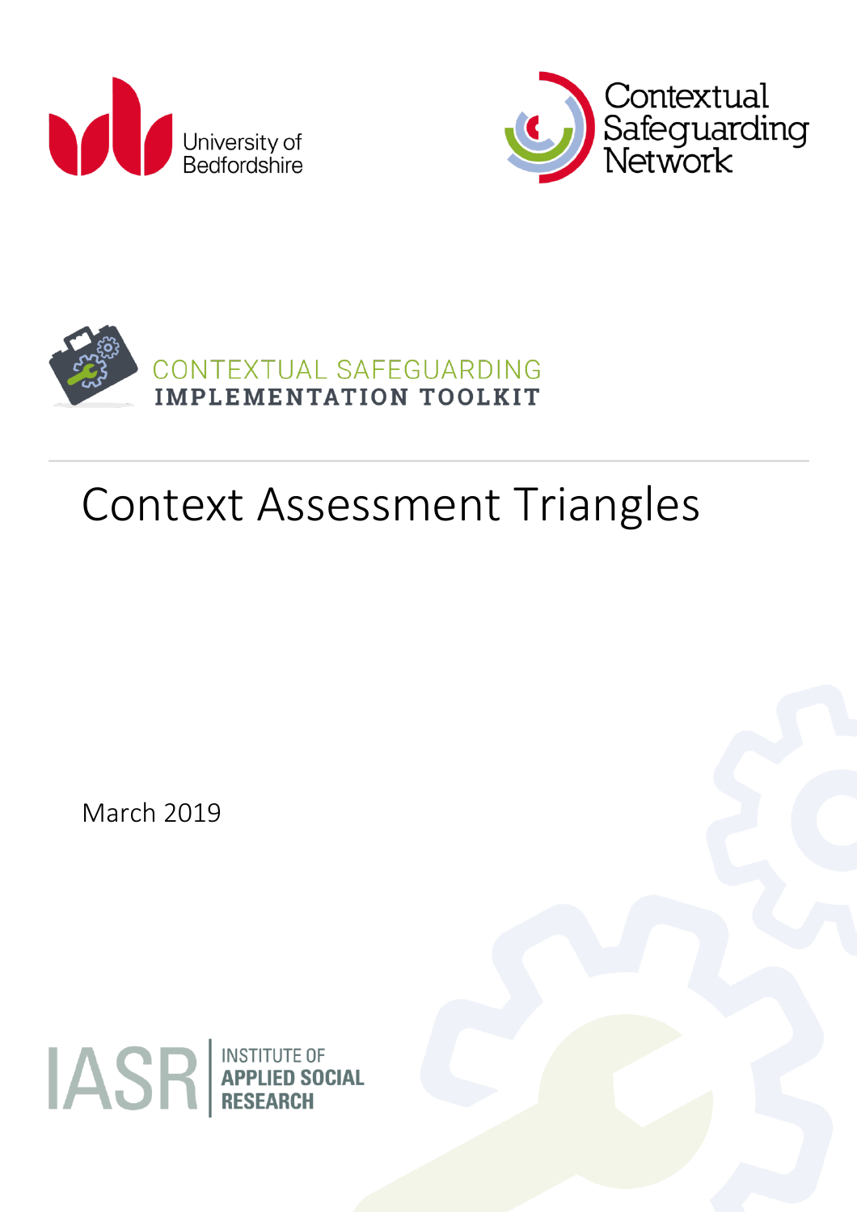University of Bedfordshire

Contextual Safeguarding Network

CONTEXTUAL SAFEGUARDING
**IMPLEMENTATION TOOLKIT**

# Context Assessment Triangles

March 2019

IASR INSTITUTE OF **APPLIED SOCIAL RESEARCH**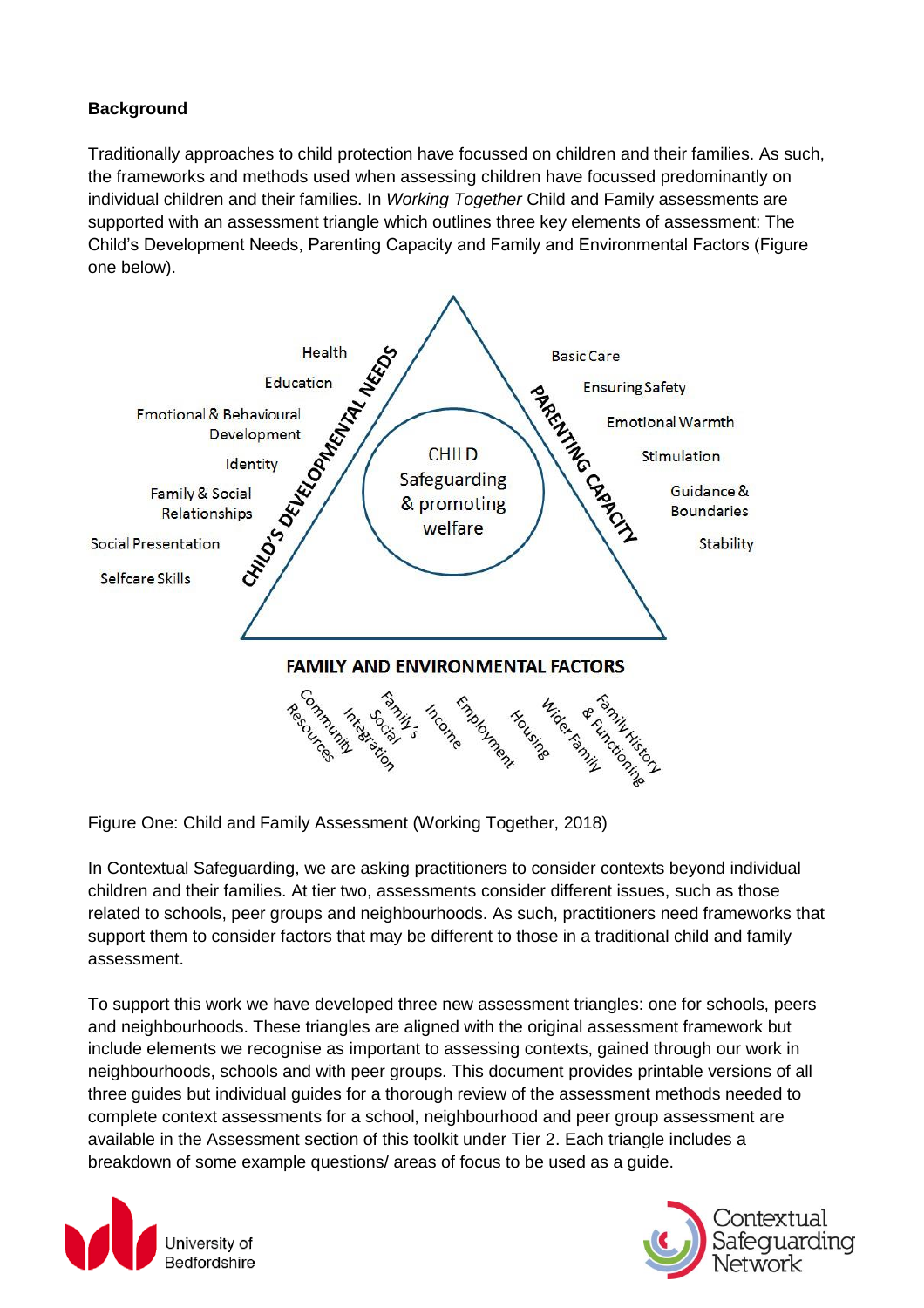**Background**

Traditionally approaches to child protection have focussed on children and their families. As such, the frameworks and methods used when assessing children have focussed predominantly on individual children and their families. In *Working Together* Child and Family assessments are supported with an assessment triangle which outlines three key elements of assessment: The Child's Development Needs, Parenting Capacity and Family and Environmental Factors (Figure one below).

CHILD'S DEVELOPMENTAL NEEDS: Health, Education, Emotional & Behavioural Development, Identity, Family & Social Relationships, Social Presentation, Selfcare Skills

PARENTING CAPACITY: Basic Care, Ensuring Safety, Emotional Warmth, Stimulation, Guidance & Boundaries, Stability

CHILD: Safeguarding & promoting welfare

FAMILY AND ENVIRONMENTAL FACTORS: Community Resources, Family's Social Integration, Income, Employment, Housing, Wider Family, Family History & Functioning

Figure One: Child and Family Assessment (Working Together, 2018)

In Contextual Safeguarding, we are asking practitioners to consider contexts beyond individual children and their families. At tier two, assessments consider different issues, such as those related to schools, peer groups and neighbourhoods. As such, practitioners need frameworks that support them to consider factors that may be different to those in a traditional child and family assessment.

To support this work we have developed three new assessment triangles: one for schools, peers and neighbourhoods. These triangles are aligned with the original assessment framework but include elements we recognise as important to assessing contexts, gained through our work in neighbourhoods, schools and with peer groups. This document provides printable versions of all three guides but individual guides for a thorough review of the assessment methods needed to complete context assessments for a school, neighbourhood and peer group assessment are available in the Assessment section of this toolkit under Tier 2. Each triangle includes a breakdown of some example questions/ areas of focus to be used as a guide.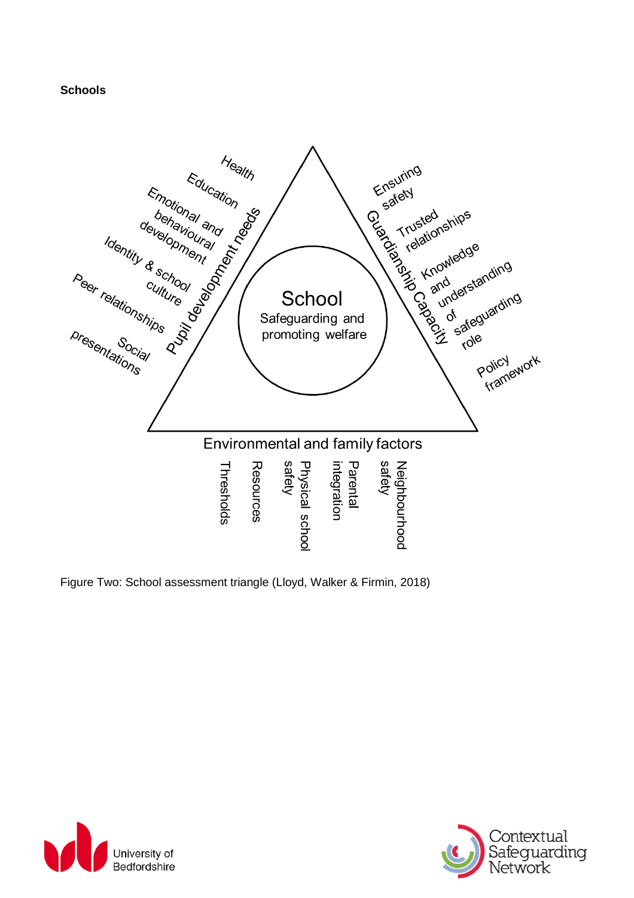**Schools**

School

Safeguarding and promoting welfare

Pupil development needs

- Health
- Education
- Emotional and behavioural development
- Identity & school culture
- Peer relationships
- Social presentations

Guardianship Capacity

- Ensuring safety
- Trusted relationships
- Knowledge and understanding of safeguarding role
- Policy framework

Environmental and family factors

- Thresholds
- Resources
- Physical school safety
- Parental integration
- Neighbourhood safety

Figure Two: School assessment triangle (Lloyd, Walker & Firmin, 2018)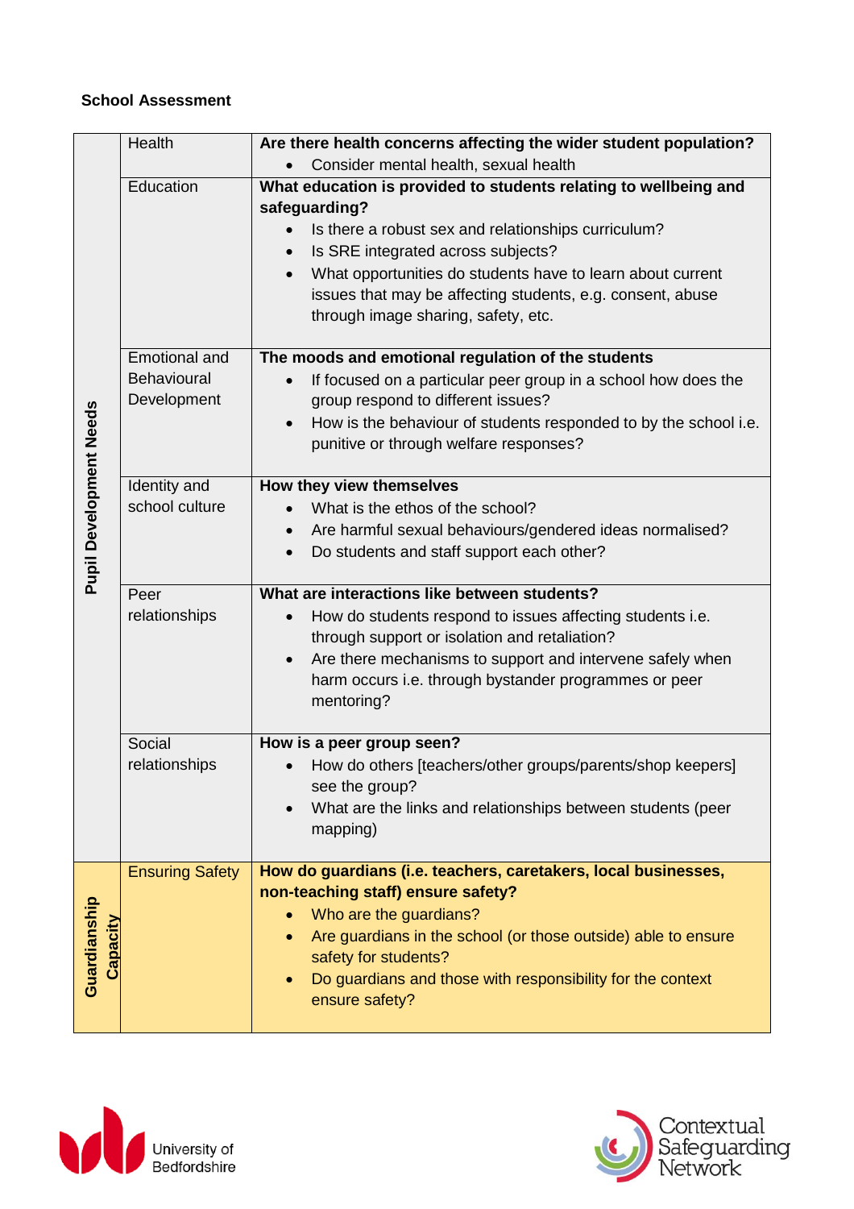**School Assessment**

| | | |
|---|---|---|
| Pupil Development Needs | Health | **Are there health concerns affecting the wider student population?**<br>• Consider mental health, sexual health |
| | Education | **What education is provided to students relating to wellbeing and safeguarding?**<br>• Is there a robust sex and relationships curriculum?<br>• Is SRE integrated across subjects?<br>• What opportunities do students have to learn about current issues that may be affecting students, e.g. consent, abuse through image sharing, safety, etc. |
| | Emotional and Behavioural Development | **The moods and emotional regulation of the students**<br>• If focused on a particular peer group in a school how does the group respond to different issues?<br>• How is the behaviour of students responded to by the school i.e. punitive or through welfare responses? |
| | Identity and school culture | **How they view themselves**<br>• What is the ethos of the school?<br>• Are harmful sexual behaviours/gendered ideas normalised?<br>• Do students and staff support each other? |
| | Peer relationships | **What are interactions like between students?**<br>• How do students respond to issues affecting students i.e. through support or isolation and retaliation?<br>• Are there mechanisms to support and intervene safely when harm occurs i.e. through bystander programmes or peer mentoring? |
| | Social relationships | **How is a peer group seen?**<br>• How do others [teachers/other groups/parents/shop keepers] see the group?<br>• What are the links and relationships between students (peer mapping) |
| Guardianship Capacity | Ensuring Safety | **How do guardians (i.e. teachers, caretakers, local businesses, non-teaching staff) ensure safety?**<br>• Who are the guardians?<br>• Are guardians in the school (or those outside) able to ensure safety for students?<br>• Do guardians and those with responsibility for the context ensure safety? |

University of Bedfordshire

Contextual Safeguarding Network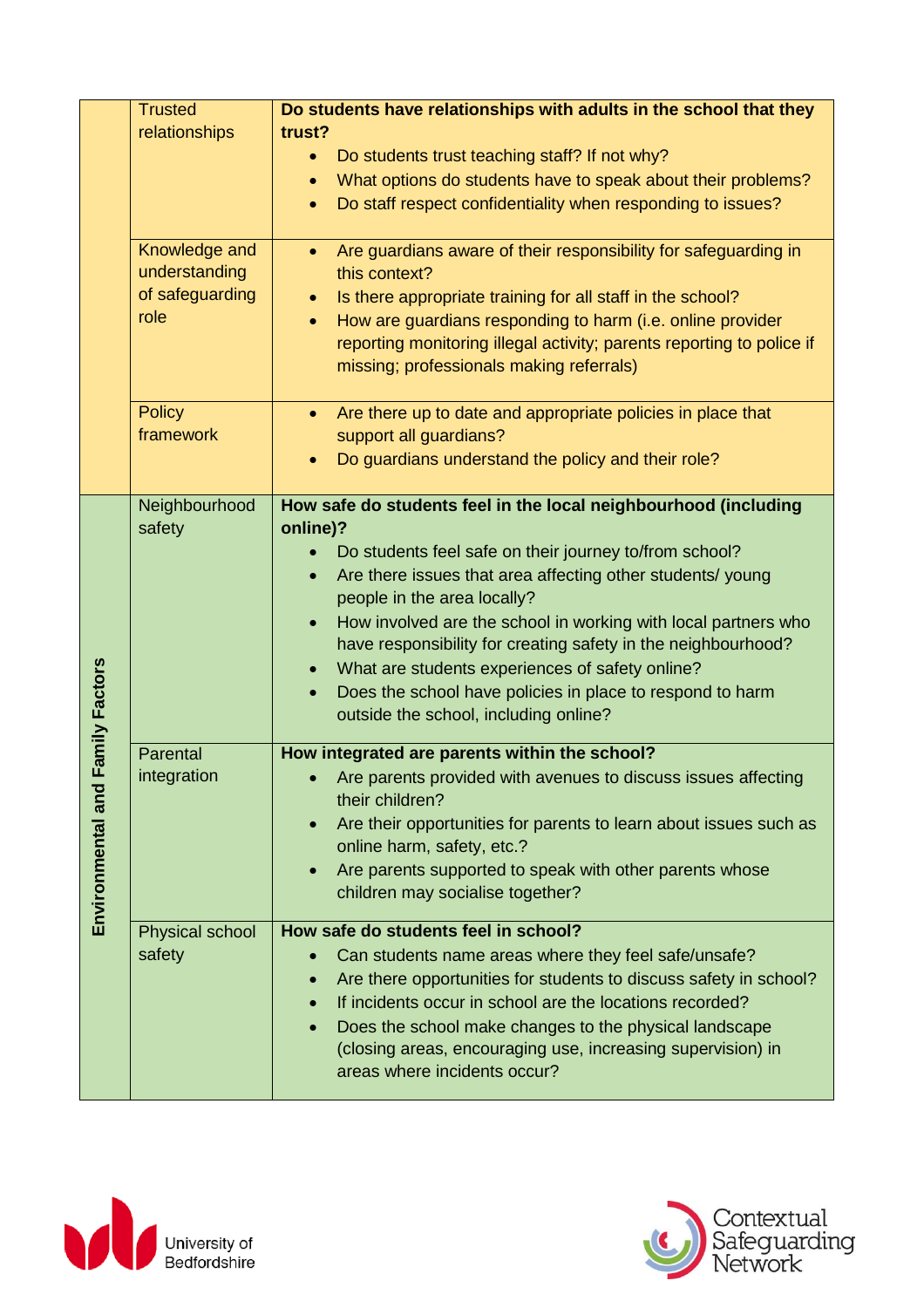| | | |
|---|---|---|
| | Trusted relationships | **Do students have relationships with adults in the school that they trust?**<br>• Do students trust teaching staff? If not why?<br>• What options do students have to speak about their problems?<br>• Do staff respect confidentiality when responding to issues? |
| | Knowledge and understanding of safeguarding role | • Are guardians aware of their responsibility for safeguarding in this context?<br>• Is there appropriate training for all staff in the school?<br>• How are guardians responding to harm (i.e. online provider reporting monitoring illegal activity; parents reporting to police if missing; professionals making referrals) |
| | Policy framework | • Are there up to date and appropriate policies in place that support all guardians?<br>• Do guardians understand the policy and their role? |
| **Environmental and Family Factors** | Neighbourhood safety | **How safe do students feel in the local neighbourhood (including online)?**<br>• Do students feel safe on their journey to/from school?<br>• Are there issues that area affecting other students/ young people in the area locally?<br>• How involved are the school in working with local partners who have responsibility for creating safety in the neighbourhood?<br>• What are students experiences of safety online?<br>• Does the school have policies in place to respond to harm outside the school, including online? |
| | Parental integration | **How integrated are parents within the school?**<br>• Are parents provided with avenues to discuss issues affecting their children?<br>• Are their opportunities for parents to learn about issues such as online harm, safety, etc.?<br>• Are parents supported to speak with other parents whose children may socialise together? |
| | Physical school safety | **How safe do students feel in school?**<br>• Can students name areas where they feel safe/unsafe?<br>• Are there opportunities for students to discuss safety in school?<br>• If incidents occur in school are the locations recorded?<br>• Does the school make changes to the physical landscape (closing areas, encouraging use, increasing supervision) in areas where incidents occur? |

University of Bedfordshire

Contextual Safeguarding Network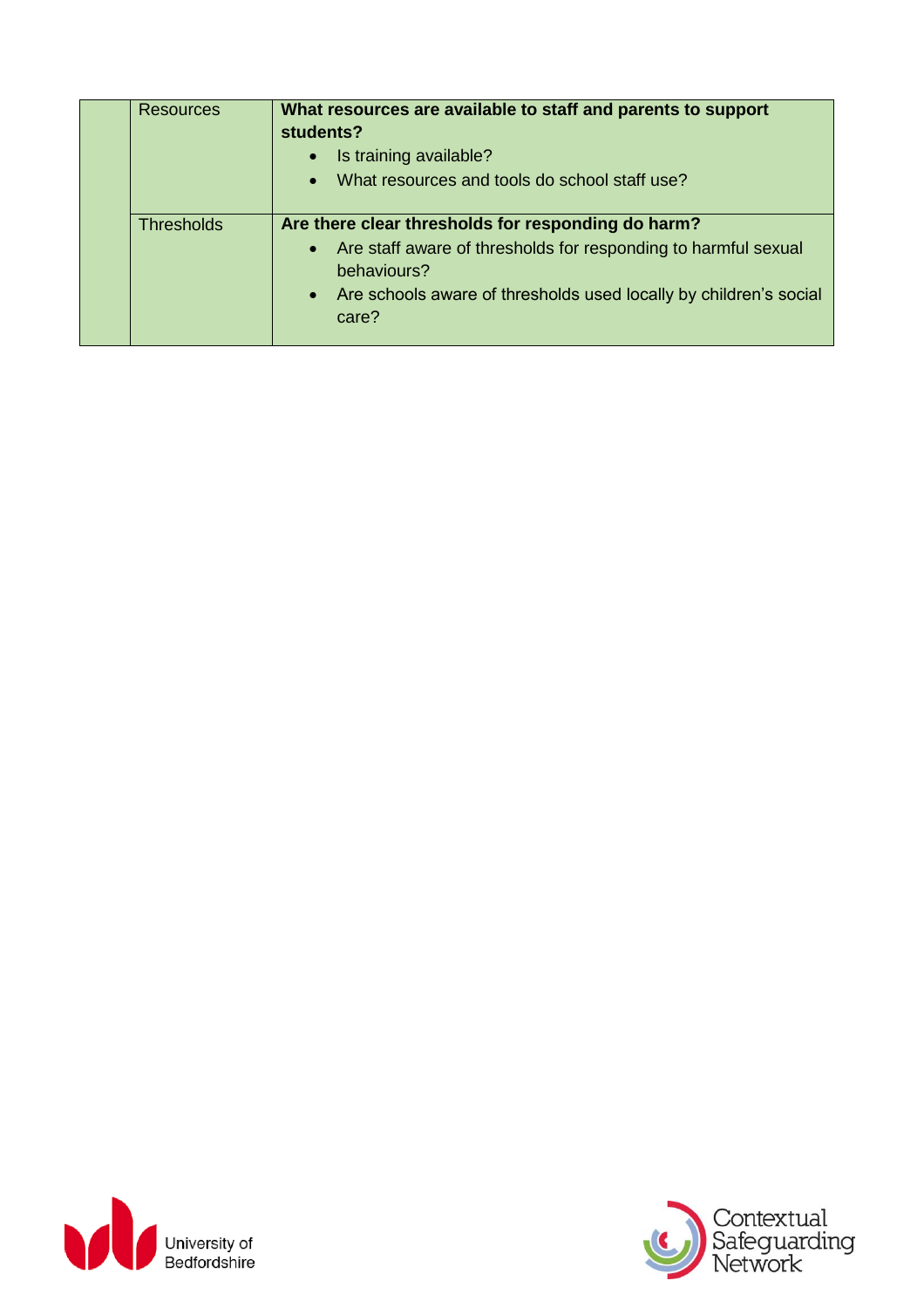| | | |
|---|---|---|
| | Resources | **What resources are available to staff and parents to support students?**<br>• Is training available?<br>• What resources and tools do school staff use? |
| | Thresholds | **Are there clear thresholds for responding do harm?**<br>• Are staff aware of thresholds for responding to harmful sexual behaviours?<br>• Are schools aware of thresholds used locally by children's social care? |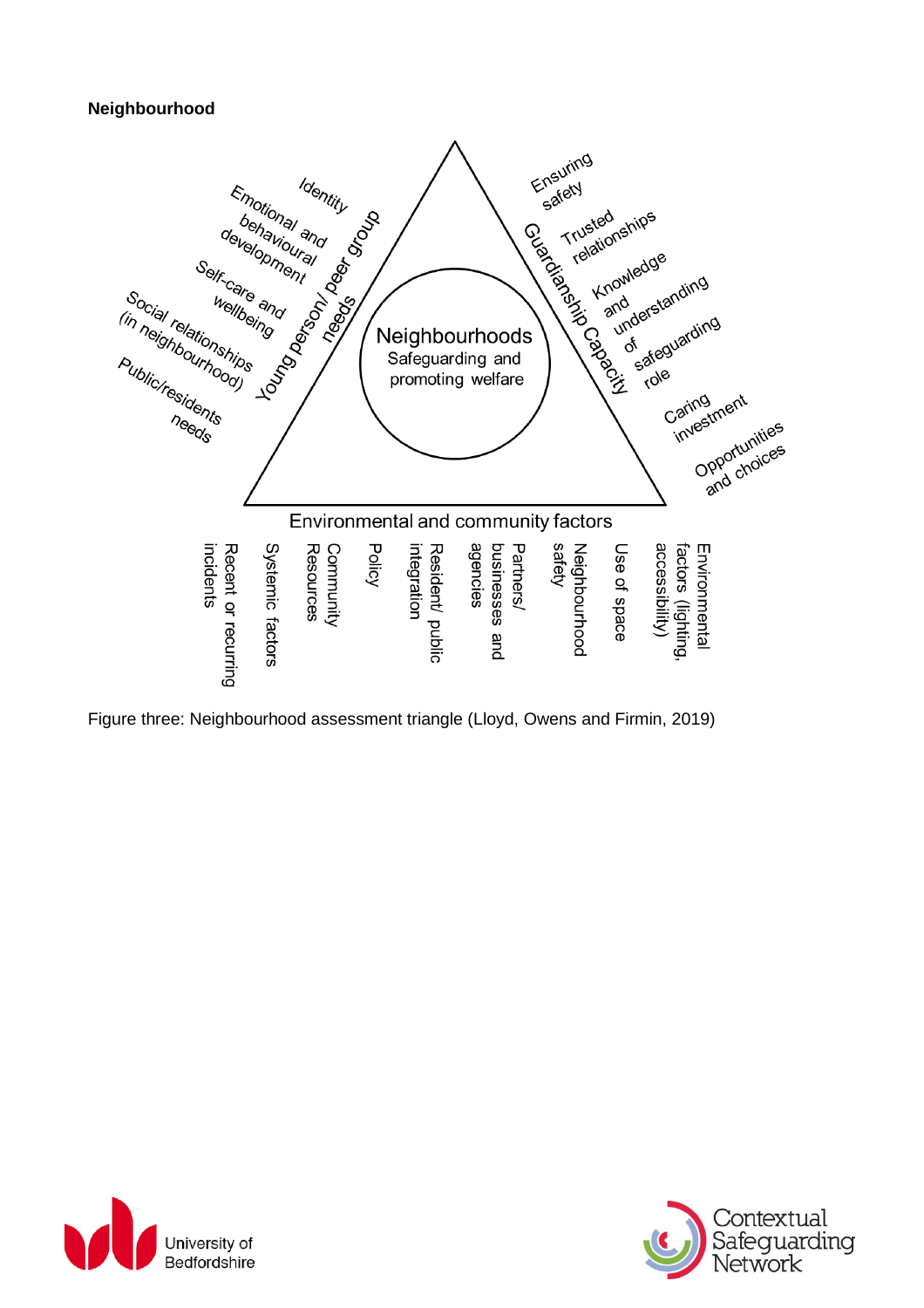**Neighbourhood**

**Neighbourhoods**
Safeguarding and promoting welfare

**Young person/ peer group needs**
- Identity
- Emotional and behavioural development
- Self-care and wellbeing
- Social relationships (in neighbourhood)
- Public/residents needs

**Guardianship Capacity**
- Ensuring safety
- Trusted relationships
- Knowledge and understanding of safeguarding role
- Caring investment
- Opportunities and choices

**Environmental and community factors**
- Environmental factors (lighting, accessibility)
- Use of space
- Neighbourhood safety
- Partners/ businesses and agencies
- Resident/ public integration
- Policy
- Community Resources
- Systemic factors
- Recent or recurring incidents

Figure three: Neighbourhood assessment triangle (Lloyd, Owens and Firmin, 2019)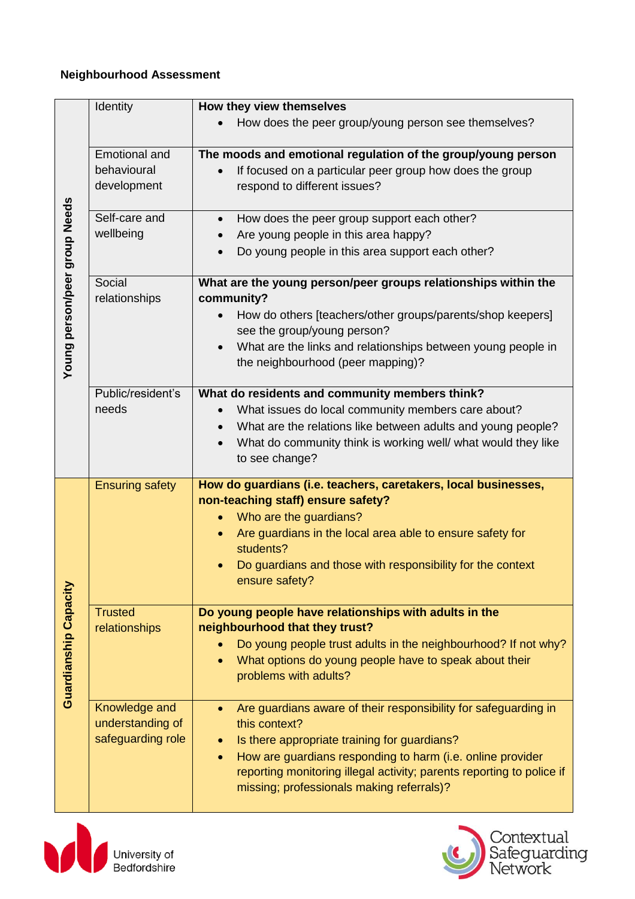**Neighbourhood Assessment**

| | | |
|---|---|---|
| Young person/peer group Needs | Identity | **How they view themselves**<br>• How does the peer group/young person see themselves? |
| | Emotional and behavioural development | **The moods and emotional regulation of the group/young person**<br>• If focused on a particular peer group how does the group respond to different issues? |
| | Self-care and wellbeing | • How does the peer group support each other?<br>• Are young people in this area happy?<br>• Do young people in this area support each other? |
| | Social relationships | **What are the young person/peer groups relationships within the community?**<br>• How do others [teachers/other groups/parents/shop keepers] see the group/young person?<br>• What are the links and relationships between young people in the neighbourhood (peer mapping)? |
| | Public/resident's needs | **What do residents and community members think?**<br>• What issues do local community members care about?<br>• What are the relations like between adults and young people?<br>• What do community think is working well/ what would they like to see change? |
| Guardianship Capacity | Ensuring safety | **How do guardians (i.e. teachers, caretakers, local businesses, non-teaching staff) ensure safety?**<br>• Who are the guardians?<br>• Are guardians in the local area able to ensure safety for students?<br>• Do guardians and those with responsibility for the context ensure safety? |
| | Trusted relationships | **Do young people have relationships with adults in the neighbourhood that they trust?**<br>• Do young people trust adults in the neighbourhood? If not why?<br>• What options do young people have to speak about their problems with adults? |
| | Knowledge and understanding of safeguarding role | • Are guardians aware of their responsibility for safeguarding in this context?<br>• Is there appropriate training for guardians?<br>• How are guardians responding to harm (i.e. online provider reporting monitoring illegal activity; parents reporting to police if missing; professionals making referrals)? |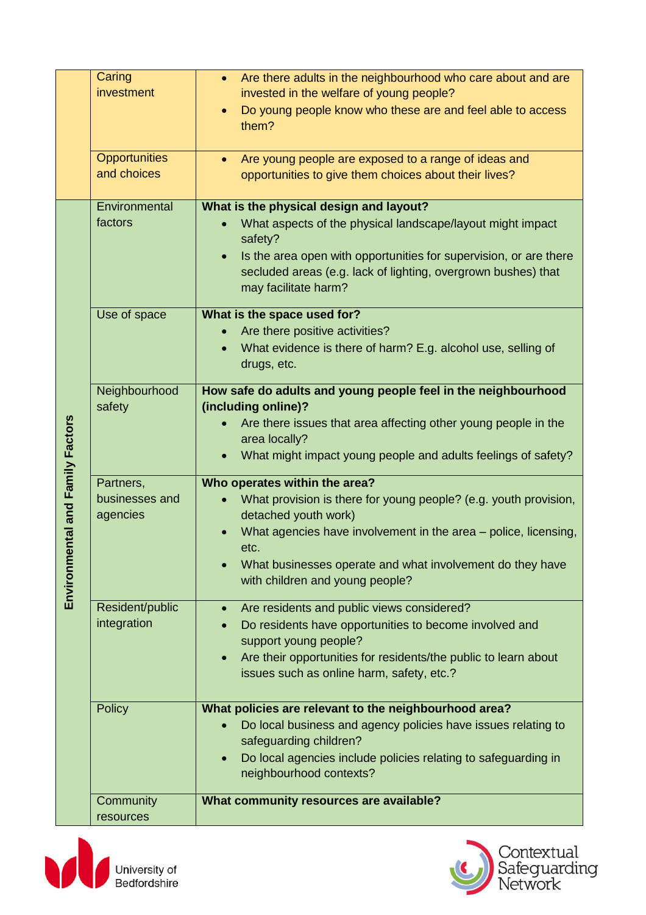| | | |
|---|---|---|
| | Caring investment | • Are there adults in the neighbourhood who care about and are invested in the welfare of young people?<br>• Do young people know who these are and feel able to access them? |
| | Opportunities and choices | • Are young people are exposed to a range of ideas and opportunities to give them choices about their lives? |
| Environmental and Family Factors | Environmental factors | **What is the physical design and layout?**<br>• What aspects of the physical landscape/layout might impact safety?<br>• Is the area open with opportunities for supervision, or are there secluded areas (e.g. lack of lighting, overgrown bushes) that may facilitate harm? |
| | Use of space | **What is the space used for?**<br>• Are there positive activities?<br>• What evidence is there of harm? E.g. alcohol use, selling of drugs, etc. |
| | Neighbourhood safety | **How safe do adults and young people feel in the neighbourhood (including online)?**<br>• Are there issues that area affecting other young people in the area locally?<br>• What might impact young people and adults feelings of safety? |
| | Partners, businesses and agencies | **Who operates within the area?**<br>• What provision is there for young people? (e.g. youth provision, detached youth work)<br>• What agencies have involvement in the area – police, licensing, etc.<br>• What businesses operate and what involvement do they have with children and young people? |
| | Resident/public integration | • Are residents and public views considered?<br>• Do residents have opportunities to become involved and support young people?<br>• Are their opportunities for residents/the public to learn about issues such as online harm, safety, etc.? |
| | Policy | **What policies are relevant to the neighbourhood area?**<br>• Do local business and agency policies have issues relating to safeguarding children?<br>• Do local agencies include policies relating to safeguarding in neighbourhood contexts? |
| | Community resources | **What community resources are available?** |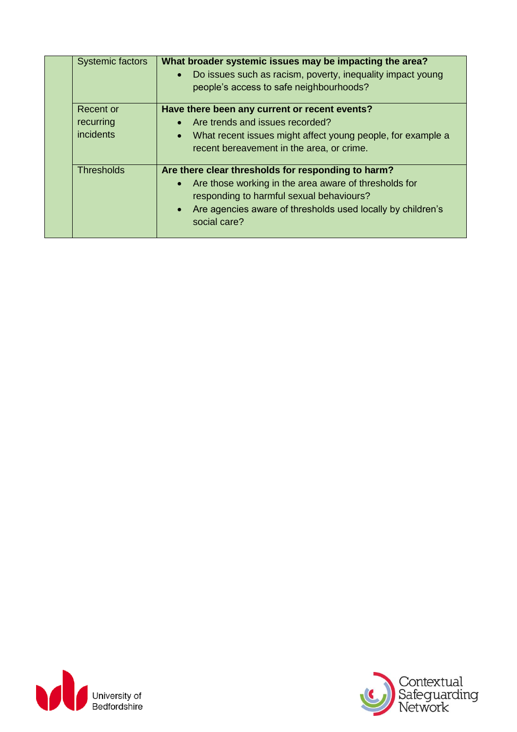| | | |
|---|---|---|
| | Systemic factors | **What broader systemic issues may be impacting the area?**<br>• Do issues such as racism, poverty, inequality impact young people's access to safe neighbourhoods? |
| | Recent or recurring incidents | **Have there been any current or recent events?**<br>• Are trends and issues recorded?<br>• What recent issues might affect young people, for example a recent bereavement in the area, or crime. |
| | Thresholds | **Are there clear thresholds for responding to harm?**<br>• Are those working in the area aware of thresholds for responding to harmful sexual behaviours?<br>• Are agencies aware of thresholds used locally by children's social care? |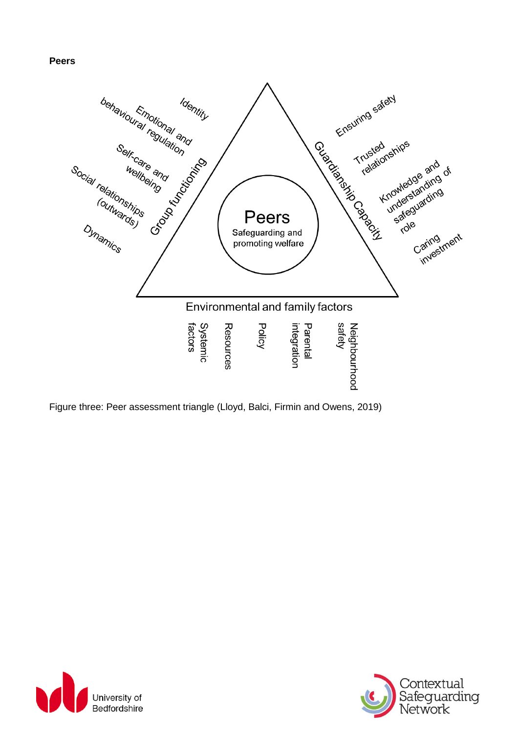**Peers**

Group functioning

- Identity
- Emotional and behavioural regulation
- Self-care and wellbeing
- Social relationships (outwards)
- Dynamics

Peers

Safeguarding and promoting welfare

Guardianship Capacity

- Ensuring safety
- Trusted relationships
- Knowledge and understanding of safeguarding role
- Caring investment

Environmental and family factors

- Systemic factors
- Resources
- Policy
- Parental integration
- Neighbourhood safety

Figure three: Peer assessment triangle (Lloyd, Balci, Firmin and Owens, 2019)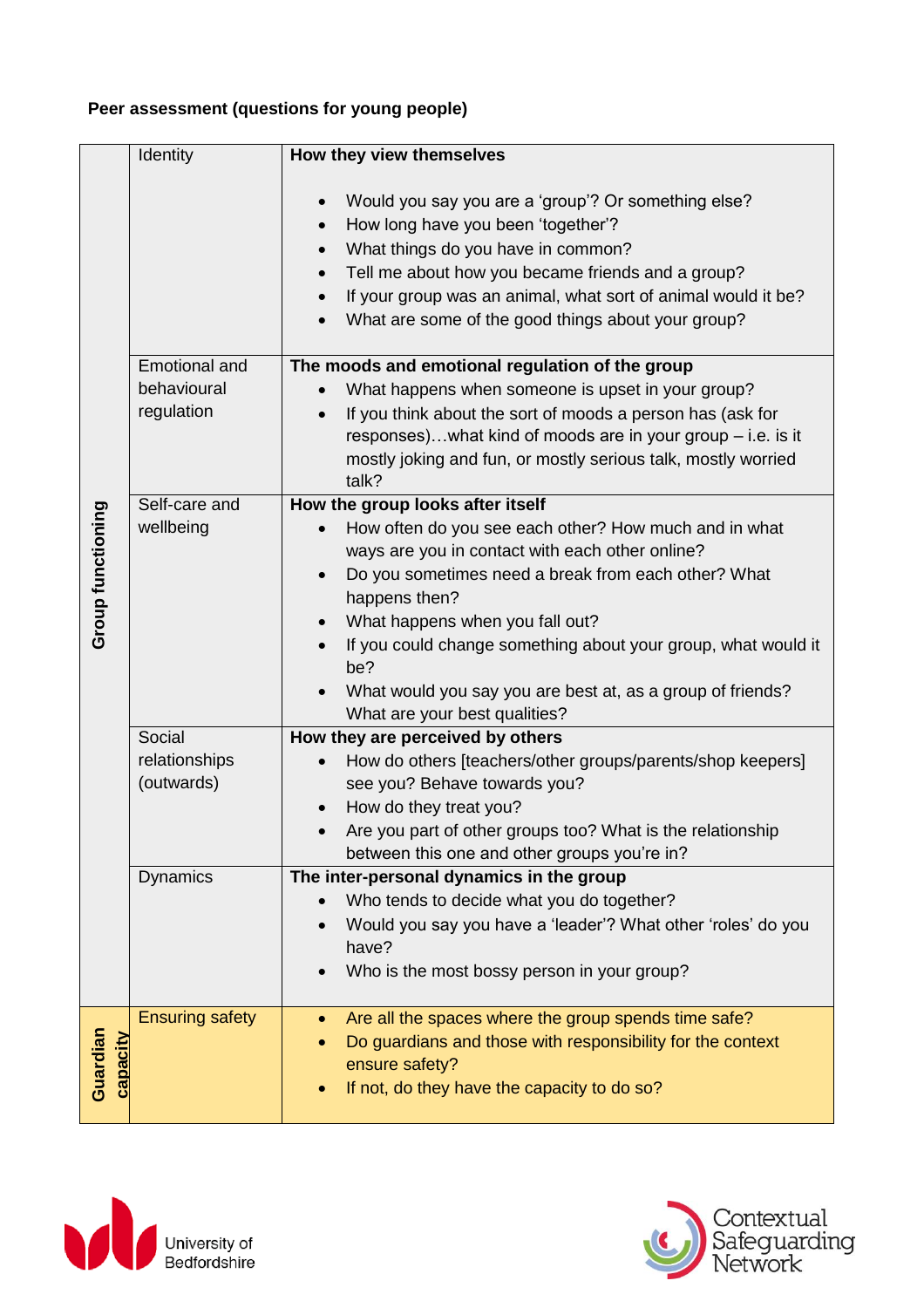**Peer assessment (questions for young people)**

| | | |
|---|---|---|
| **Group functioning** | Identity | **How they view themselves**<br><br>• Would you say you are a 'group'? Or something else?<br>• How long have you been 'together'?<br>• What things do you have in common?<br>• Tell me about how you became friends and a group?<br>• If your group was an animal, what sort of animal would it be?<br>• What are some of the good things about your group? |
| | Emotional and behavioural regulation | **The moods and emotional regulation of the group**<br>• What happens when someone is upset in your group?<br>• If you think about the sort of moods a person has (ask for responses)…what kind of moods are in your group – i.e. is it mostly joking and fun, or mostly serious talk, mostly worried talk? |
| | Self-care and wellbeing | **How the group looks after itself**<br>• How often do you see each other? How much and in what ways are you in contact with each other online?<br>• Do you sometimes need a break from each other? What happens then?<br>• What happens when you fall out?<br>• If you could change something about your group, what would it be?<br>• What would you say you are best at, as a group of friends? What are your best qualities? |
| | Social relationships (outwards) | **How they are perceived by others**<br>• How do others [teachers/other groups/parents/shop keepers] see you? Behave towards you?<br>• How do they treat you?<br>• Are you part of other groups too? What is the relationship between this one and other groups you're in? |
| | Dynamics | **The inter-personal dynamics in the group**<br>• Who tends to decide what you do together?<br>• Would you say you have a 'leader'? What other 'roles' do you have?<br>• Who is the most bossy person in your group? |
| **Guardian capacity** | Ensuring safety | • Are all the spaces where the group spends time safe?<br>• Do guardians and those with responsibility for the context ensure safety?<br>• If not, do they have the capacity to do so? |

University of Bedfordshire

Contextual Safeguarding Network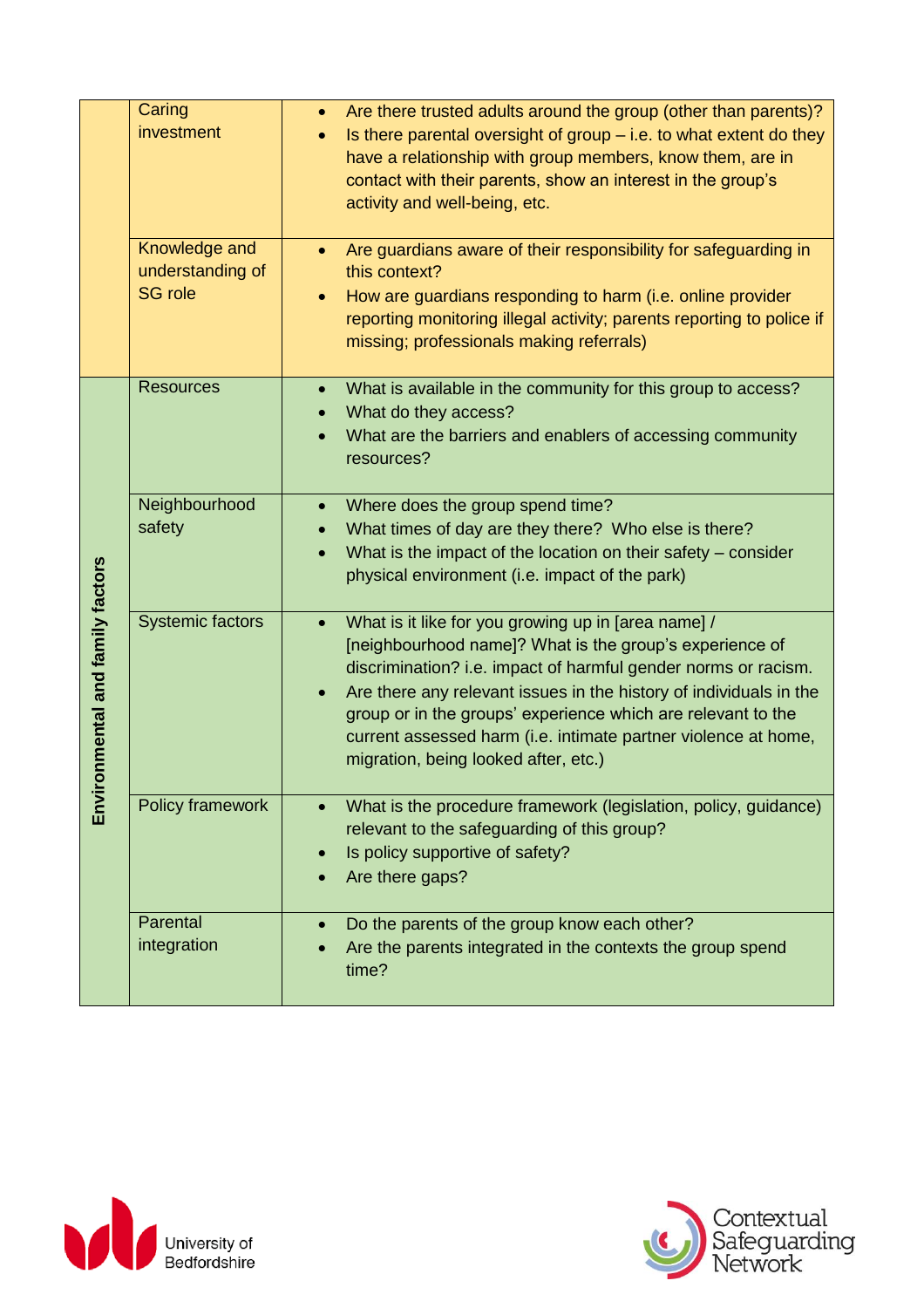| | | |
|---|---|---|
| | Caring investment | • Are there trusted adults around the group (other than parents)?<br>• Is there parental oversight of group – i.e. to what extent do they have a relationship with group members, know them, are in contact with their parents, show an interest in the group's activity and well-being, etc. |
| | Knowledge and understanding of SG role | • Are guardians aware of their responsibility for safeguarding in this context?<br>• How are guardians responding to harm (i.e. online provider reporting monitoring illegal activity; parents reporting to police if missing; professionals making referrals) |
| **Environmental and family factors** | Resources | • What is available in the community for this group to access?<br>• What do they access?<br>• What are the barriers and enablers of accessing community resources? |
| | Neighbourhood safety | • Where does the group spend time?<br>• What times of day are they there? Who else is there?<br>• What is the impact of the location on their safety – consider physical environment (i.e. impact of the park) |
| | Systemic factors | • What is it like for you growing up in [area name] / [neighbourhood name]? What is the group's experience of discrimination? i.e. impact of harmful gender norms or racism.<br>• Are there any relevant issues in the history of individuals in the group or in the groups' experience which are relevant to the current assessed harm (i.e. intimate partner violence at home, migration, being looked after, etc.) |
| | Policy framework | • What is the procedure framework (legislation, policy, guidance) relevant to the safeguarding of this group?<br>• Is policy supportive of safety?<br>• Are there gaps? |
| | Parental integration | • Do the parents of the group know each other?<br>• Are the parents integrated in the contexts the group spend time? |

University of Bedfordshire

Contextual Safeguarding Network